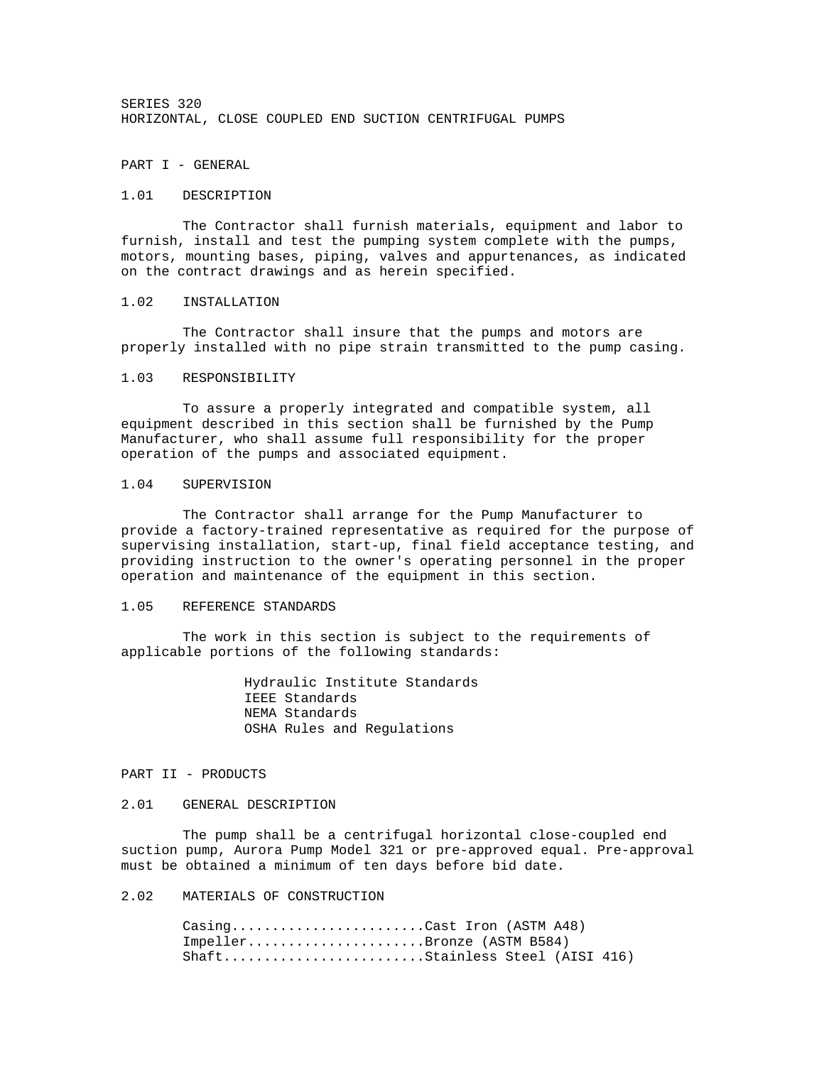# SERIES 320
# HORIZONTAL, CLOSE COUPLED END SUCTION CENTRIFUGAL PUMPS

## PART I - GENERAL

### 1.01 DESCRIPTION

The Contractor shall furnish materials, equipment and labor to furnish, install and test the pumping system complete with the pumps, motors, mounting bases, piping, valves and appurtenances, as indicated on the contract drawings and as herein specified.

### 1.02 INSTALLATION

The Contractor shall insure that the pumps and motors are properly installed with no pipe strain transmitted to the pump casing.

### 1.03 RESPONSIBILITY

To assure a properly integrated and compatible system, all equipment described in this section shall be furnished by the Pump Manufacturer, who shall assume full responsibility for the proper operation of the pumps and associated equipment.

### 1.04 SUPERVISION

The Contractor shall arrange for the Pump Manufacturer to provide a factory-trained representative as required for the purpose of supervising installation, start-up, final field acceptance testing, and providing instruction to the owner's operating personnel in the proper operation and maintenance of the equipment in this section.

### 1.05 REFERENCE STANDARDS

The work in this section is subject to the requirements of applicable portions of the following standards:

- Hydraulic Institute Standards
- IEEE Standards
- NEMA Standards
- OSHA Rules and Regulations

## PART II - PRODUCTS

### 2.01 GENERAL DESCRIPTION

The pump shall be a centrifugal horizontal close-coupled end suction pump, Aurora Pump Model 321 or pre-approved equal. Pre-approval must be obtained a minimum of ten days before bid date.

### 2.02 MATERIALS OF CONSTRUCTION

Casing........................Cast Iron (ASTM A48)
Impeller......................Bronze (ASTM B584)
Shaft.........................Stainless Steel (AISI 416)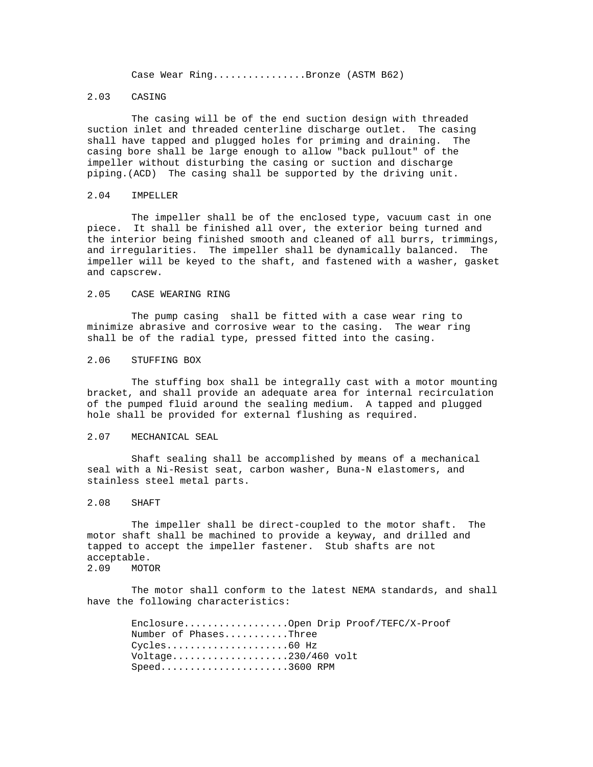Case Wear Ring................Bronze (ASTM B62)

## 2.03 CASING

The casing will be of the end suction design with threaded suction inlet and threaded centerline discharge outlet. The casing shall have tapped and plugged holes for priming and draining. The casing bore shall be large enough to allow "back pullout" of the impeller without disturbing the casing or suction and discharge piping.(ACD) The casing shall be supported by the driving unit.

## 2.04 IMPELLER

The impeller shall be of the enclosed type, vacuum cast in one piece. It shall be finished all over, the exterior being turned and the interior being finished smooth and cleaned of all burrs, trimmings, and irregularities. The impeller shall be dynamically balanced. The impeller will be keyed to the shaft, and fastened with a washer, gasket and capscrew.

## 2.05 CASE WEARING RING

The pump casing shall be fitted with a case wear ring to minimize abrasive and corrosive wear to the casing. The wear ring shall be of the radial type, pressed fitted into the casing.

## 2.06 STUFFING BOX

The stuffing box shall be integrally cast with a motor mounting bracket, and shall provide an adequate area for internal recirculation of the pumped fluid around the sealing medium. A tapped and plugged hole shall be provided for external flushing as required.

## 2.07 MECHANICAL SEAL

Shaft sealing shall be accomplished by means of a mechanical seal with a Ni-Resist seat, carbon washer, Buna-N elastomers, and stainless steel metal parts.

## 2.08 SHAFT

The impeller shall be direct-coupled to the motor shaft. The motor shaft shall be machined to provide a keyway, and drilled and tapped to accept the impeller fastener. Stub shafts are not acceptable.

## 2.09 MOTOR

The motor shall conform to the latest NEMA standards, and shall have the following characteristics:

Enclosure..................Open Drip Proof/TEFC/X-Proof
Number of Phases...........Three
Cycles.....................60 Hz
Voltage....................230/460 volt
Speed......................3600 RPM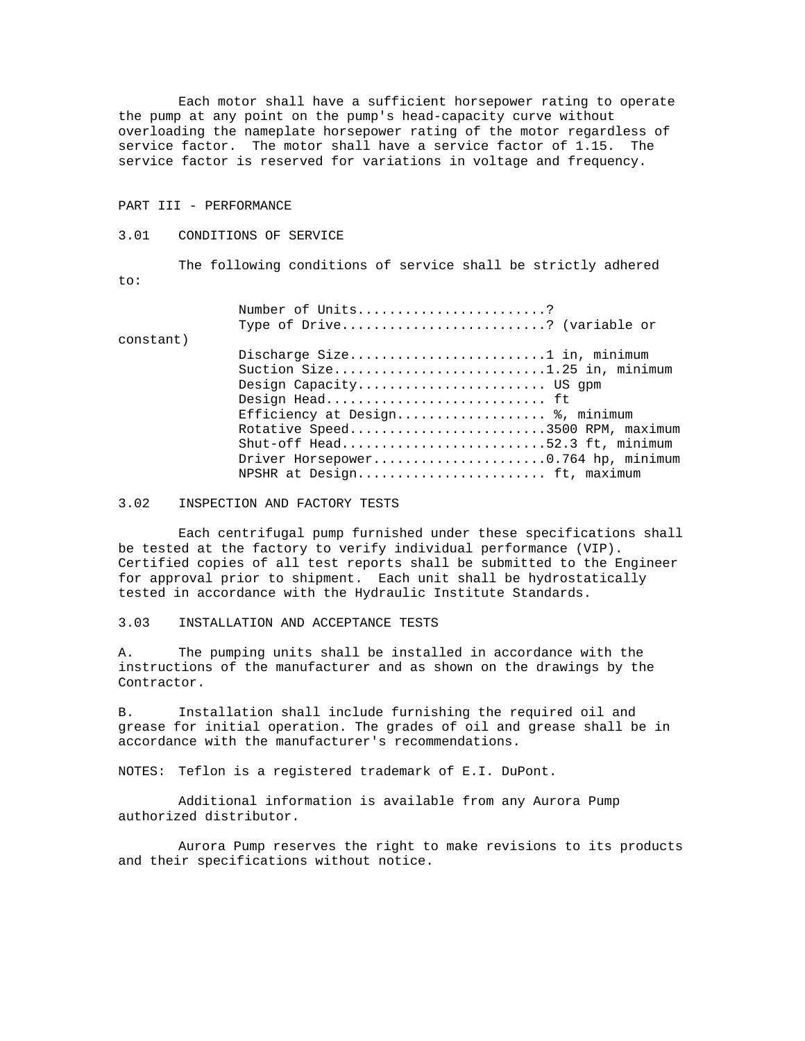Each motor shall have a sufficient horsepower rating to operate the pump at any point on the pump's head-capacity curve without overloading the nameplate horsepower rating of the motor regardless of service factor. The motor shall have a service factor of 1.15. The service factor is reserved for variations in voltage and frequency.

## PART III - PERFORMANCE

### 3.01 CONDITIONS OF SERVICE

The following conditions of service shall be strictly adhered to:

- Number of Units........................?
- Type of Drive..........................? (variable or constant)
- Discharge Size.........................1 in, minimum
- Suction Size...........................1.25 in, minimum
- Design Capacity........................ US gpm
- Design Head............................ ft
- Efficiency at Design................... %, minimum
- Rotative Speed.........................3500 RPM, maximum
- Shut-off Head..........................52.3 ft, minimum
- Driver Horsepower......................0.764 hp, minimum
- NPSHR at Design........................ ft, maximum

### 3.02 INSPECTION AND FACTORY TESTS

Each centrifugal pump furnished under these specifications shall be tested at the factory to verify individual performance (VIP). Certified copies of all test reports shall be submitted to the Engineer for approval prior to shipment. Each unit shall be hydrostatically tested in accordance with the Hydraulic Institute Standards.

### 3.03 INSTALLATION AND ACCEPTANCE TESTS

A. The pumping units shall be installed in accordance with the instructions of the manufacturer and as shown on the drawings by the Contractor.

B. Installation shall include furnishing the required oil and grease for initial operation. The grades of oil and grease shall be in accordance with the manufacturer's recommendations.

NOTES: Teflon is a registered trademark of E.I. DuPont.

Additional information is available from any Aurora Pump authorized distributor.

Aurora Pump reserves the right to make revisions to its products and their specifications without notice.